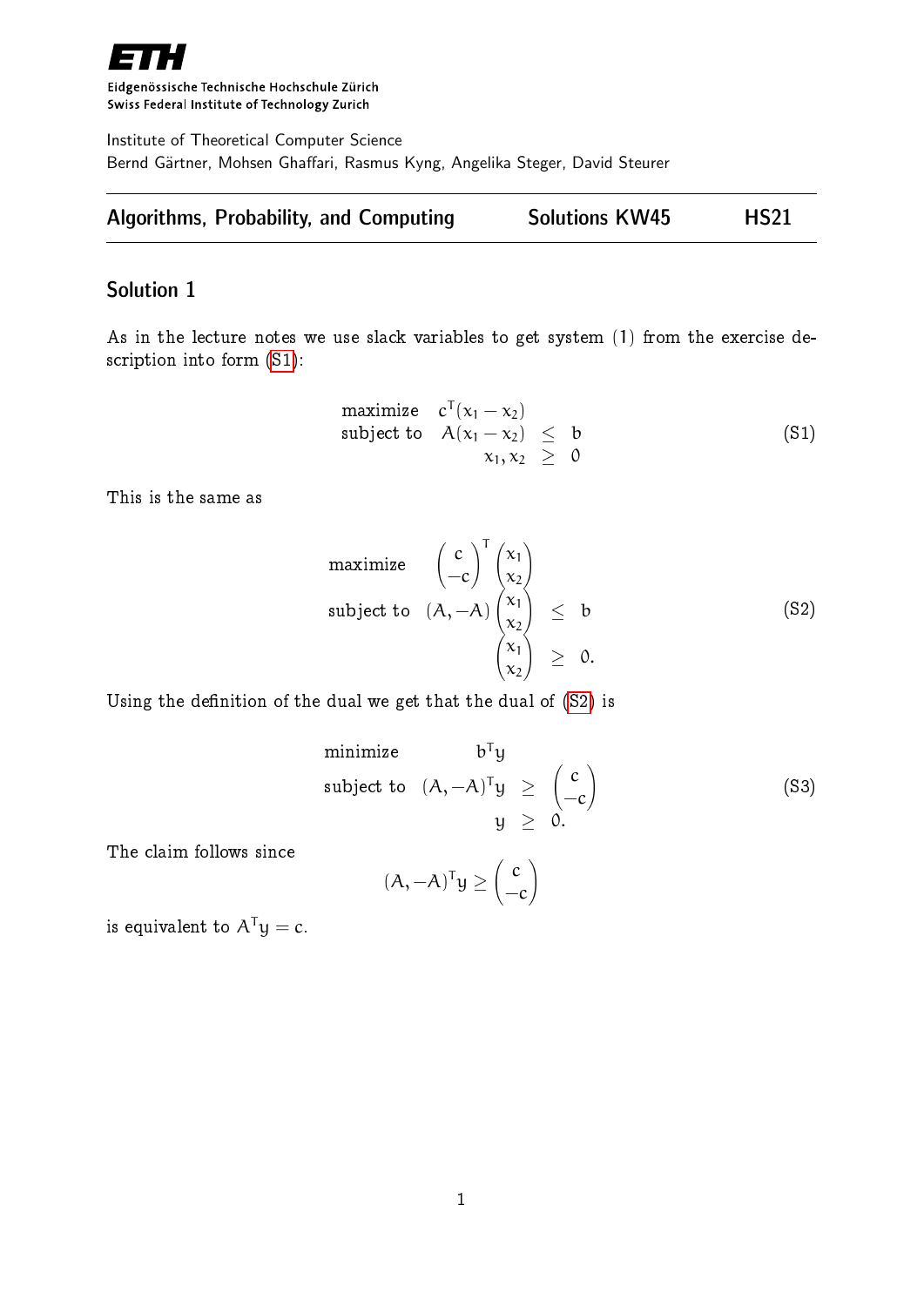# Eidgenössische Technische Hochschule Zürich
Swiss Federal Institute of Technology Zurich

Institute of Theoretical Computer Science
Bernd Gärtner, Mohsen Ghaffari, Rasmus Kyng, Angelika Steger, David Steurer

**Algorithms, Probability, and Computing** **Solutions KW45** **HS21**

## Solution 1

As in the lecture notes we use slack variables to get system (1) from the exercise description into form (S1):

$$
\begin{array}{lrcl}
\text{maximize} & c^T(x_1 - x_2) & & \\
\text{subject to} & A(x_1 - x_2) & \leq & b \\
& x_1, x_2 & \geq & 0
\end{array}
\tag{S1}
$$

This is the same as

$$
\begin{array}{lrcl}
\text{maximize} & \begin{pmatrix} c \\ -c \end{pmatrix}^T \begin{pmatrix} x_1 \\ x_2 \end{pmatrix} & & \\
\text{subject to} & (A, -A) \begin{pmatrix} x_1 \\ x_2 \end{pmatrix} & \leq & b \\
& \begin{pmatrix} x_1 \\ x_2 \end{pmatrix} & \geq & 0.
\end{array}
\tag{S2}
$$

Using the definition of the dual we get that the dual of (S2) is

$$
\begin{array}{lrcl}
\text{minimize} & b^T y & & \\
\text{subject to} & (A, -A)^T y & \geq & \begin{pmatrix} c \\ -c \end{pmatrix} \\
& y & \geq & 0.
\end{array}
\tag{S3}
$$

The claim follows since

$$
(A, -A)^T y \geq \begin{pmatrix} c \\ -c \end{pmatrix}
$$

is equivalent to $A^T y = c$.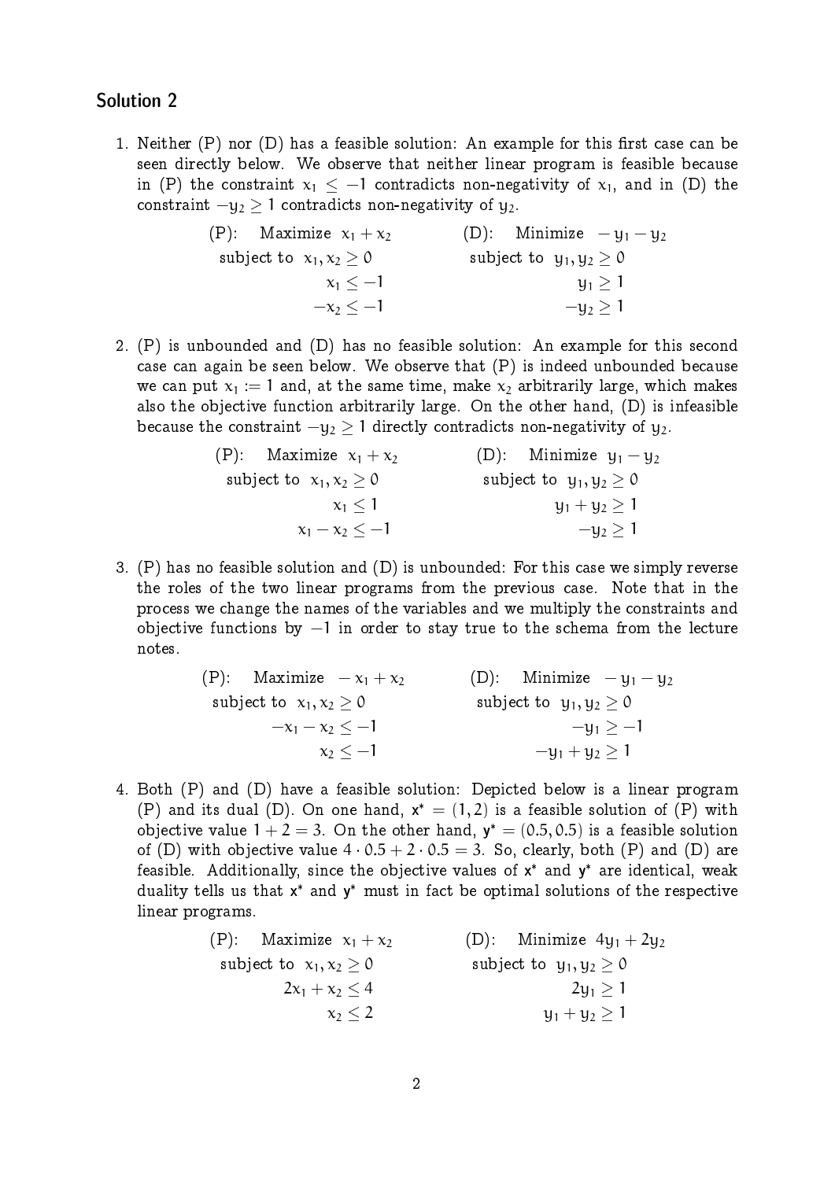## Solution 2

1. Neither (P) nor (D) has a feasible solution: An example for this first case can be seen directly below. We observe that neither linear program is feasible because in (P) the constraint $x_1 \leq -1$ contradicts non-negativity of $x_1$, and in (D) the constraint $-y_2 \geq 1$ contradicts non-negativity of $y_2$.

$$
\begin{array}{ll}
\text{(P):} \quad \text{Maximize } x_1 + x_2 & \text{(D):} \quad \text{Minimize } -y_1 - y_2 \\
\text{subject to } x_1, x_2 \geq 0 & \text{subject to } y_1, y_2 \geq 0 \\
\qquad x_1 \leq -1 & \qquad y_1 \geq 1 \\
\qquad -x_2 \leq -1 & \qquad -y_2 \geq 1
\end{array}
$$

2. (P) is unbounded and (D) has no feasible solution: An example for this second case can again be seen below. We observe that (P) is indeed unbounded because we can put $x_1 := 1$ and, at the same time, make $x_2$ arbitrarily large, which makes also the objective function arbitrarily large. On the other hand, (D) is infeasible because the constraint $-y_2 \geq 1$ directly contradicts non-negativity of $y_2$.

$$
\begin{array}{ll}
\text{(P):} \quad \text{Maximize } x_1 + x_2 & \text{(D):} \quad \text{Minimize } y_1 - y_2 \\
\text{subject to } x_1, x_2 \geq 0 & \text{subject to } y_1, y_2 \geq 0 \\
\qquad x_1 \leq 1 & \qquad y_1 + y_2 \geq 1 \\
\qquad x_1 - x_2 \leq -1 & \qquad -y_2 \geq 1
\end{array}
$$

3. (P) has no feasible solution and (D) is unbounded: For this case we simply reverse the roles of the two linear programs from the previous case. Note that in the process we change the names of the variables and we multiply the constraints and objective functions by $-1$ in order to stay true to the schema from the lecture notes.

$$
\begin{array}{ll}
\text{(P):} \quad \text{Maximize } -x_1 + x_2 & \text{(D):} \quad \text{Minimize } -y_1 - y_2 \\
\text{subject to } x_1, x_2 \geq 0 & \text{subject to } y_1, y_2 \geq 0 \\
\qquad -x_1 - x_2 \leq -1 & \qquad -y_1 \geq -1 \\
\qquad x_2 \leq -1 & \qquad -y_1 + y_2 \geq 1
\end{array}
$$

4. Both (P) and (D) have a feasible solution: Depicted below is a linear program (P) and its dual (D). On one hand, $\mathbf{x}^* = (1, 2)$ is a feasible solution of (P) with objective value $1 + 2 = 3$. On the other hand, $\mathbf{y}^* = (0.5, 0.5)$ is a feasible solution of (D) with objective value $4 \cdot 0.5 + 2 \cdot 0.5 = 3$. So, clearly, both (P) and (D) are feasible. Additionally, since the objective values of $\mathbf{x}^*$ and $\mathbf{y}^*$ are identical, weak duality tells us that $\mathbf{x}^*$ and $\mathbf{y}^*$ must in fact be optimal solutions of the respective linear programs.

$$
\begin{array}{ll}
\text{(P):} \quad \text{Maximize } x_1 + x_2 & \text{(D):} \quad \text{Minimize } 4y_1 + 2y_2 \\
\text{subject to } x_1, x_2 \geq 0 & \text{subject to } y_1, y_2 \geq 0 \\
\qquad 2x_1 + x_2 \leq 4 & \qquad 2y_1 \geq 1 \\
\qquad x_2 \leq 2 & \qquad y_1 + y_2 \geq 1
\end{array}
$$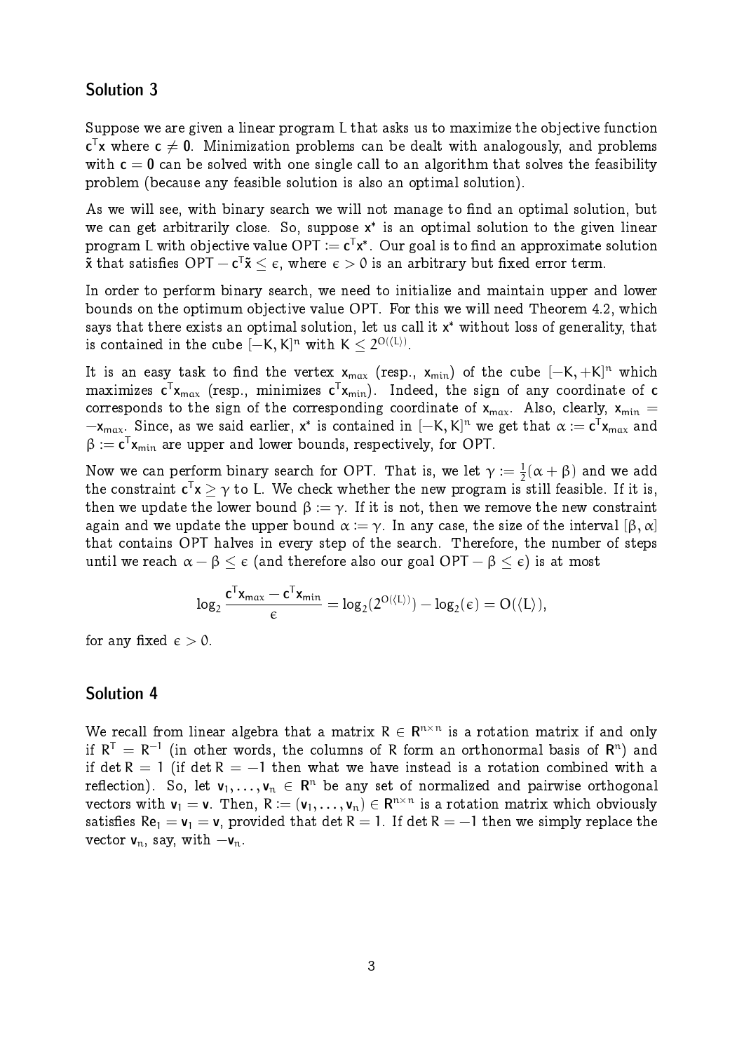## Solution 3

Suppose we are given a linear program L that asks us to maximize the objective function $c^T x$ where $c \neq 0$. Minimization problems can be dealt with analogously, and problems with $c = 0$ can be solved with one single call to an algorithm that solves the feasibility problem (because any feasible solution is also an optimal solution).

As we will see, with binary search we will not manage to find an optimal solution, but we can get arbitrarily close. So, suppose $x^*$ is an optimal solution to the given linear program L with objective value $\text{OPT} := c^T x^*$. Our goal is to find an approximate solution $\tilde{x}$ that satisfies $\text{OPT} - c^T \tilde{x} \leq \epsilon$, where $\epsilon > 0$ is an arbitrary but fixed error term.

In order to perform binary search, we need to initialize and maintain upper and lower bounds on the optimum objective value OPT. For this we will need Theorem 4.2, which says that there exists an optimal solution, let us call it $x^*$ without loss of generality, that is contained in the cube $[-K, K]^n$ with $K \leq 2^{O(\langle L \rangle)}$.

It is an easy task to find the vertex $x_{max}$ (resp., $x_{min}$) of the cube $[-K, +K]^n$ which maximizes $c^T x_{max}$ (resp., minimizes $c^T x_{min}$). Indeed, the sign of any coordinate of $c$ corresponds to the sign of the corresponding coordinate of $x_{max}$. Also, clearly, $x_{min} = -x_{max}$. Since, as we said earlier, $x^*$ is contained in $[-K, K]^n$ we get that $\alpha := c^T x_{max}$ and $\beta := c^T x_{min}$ are upper and lower bounds, respectively, for OPT.

Now we can perform binary search for OPT. That is, we let $\gamma := \frac{1}{2}(\alpha + \beta)$ and we add the constraint $c^T x \geq \gamma$ to L. We check whether the new program is still feasible. If it is, then we update the lower bound $\beta := \gamma$. If it is not, then we remove the new constraint again and we update the upper bound $\alpha := \gamma$. In any case, the size of the interval $[\beta, \alpha]$ that contains OPT halves in every step of the search. Therefore, the number of steps until we reach $\alpha - \beta \leq \epsilon$ (and therefore also our goal $\text{OPT} - \beta \leq \epsilon$) is at most

$$\log_2 \frac{c^T x_{max} - c^T x_{min}}{\epsilon} = \log_2(2^{O(\langle L \rangle)}) - \log_2(\epsilon) = O(\langle L \rangle),$$

for any fixed $\epsilon > 0$.

## Solution 4

We recall from linear algebra that a matrix $R \in \mathbb{R}^{n \times n}$ is a rotation matrix if and only if $R^T = R^{-1}$ (in other words, the columns of R form an orthonormal basis of $\mathbb{R}^n$) and if $\det R = 1$ (if $\det R = -1$ then what we have instead is a rotation combined with a reflection). So, let $v_1, \ldots, v_n \in \mathbb{R}^n$ be any set of normalized and pairwise orthogonal vectors with $v_1 = v$. Then, $R := (v_1, \ldots, v_n) \in \mathbb{R}^{n \times n}$ is a rotation matrix which obviously satisfies $Re_1 = v_1 = v$, provided that $\det R = 1$. If $\det R = -1$ then we simply replace the vector $v_n$, say, with $-v_n$.